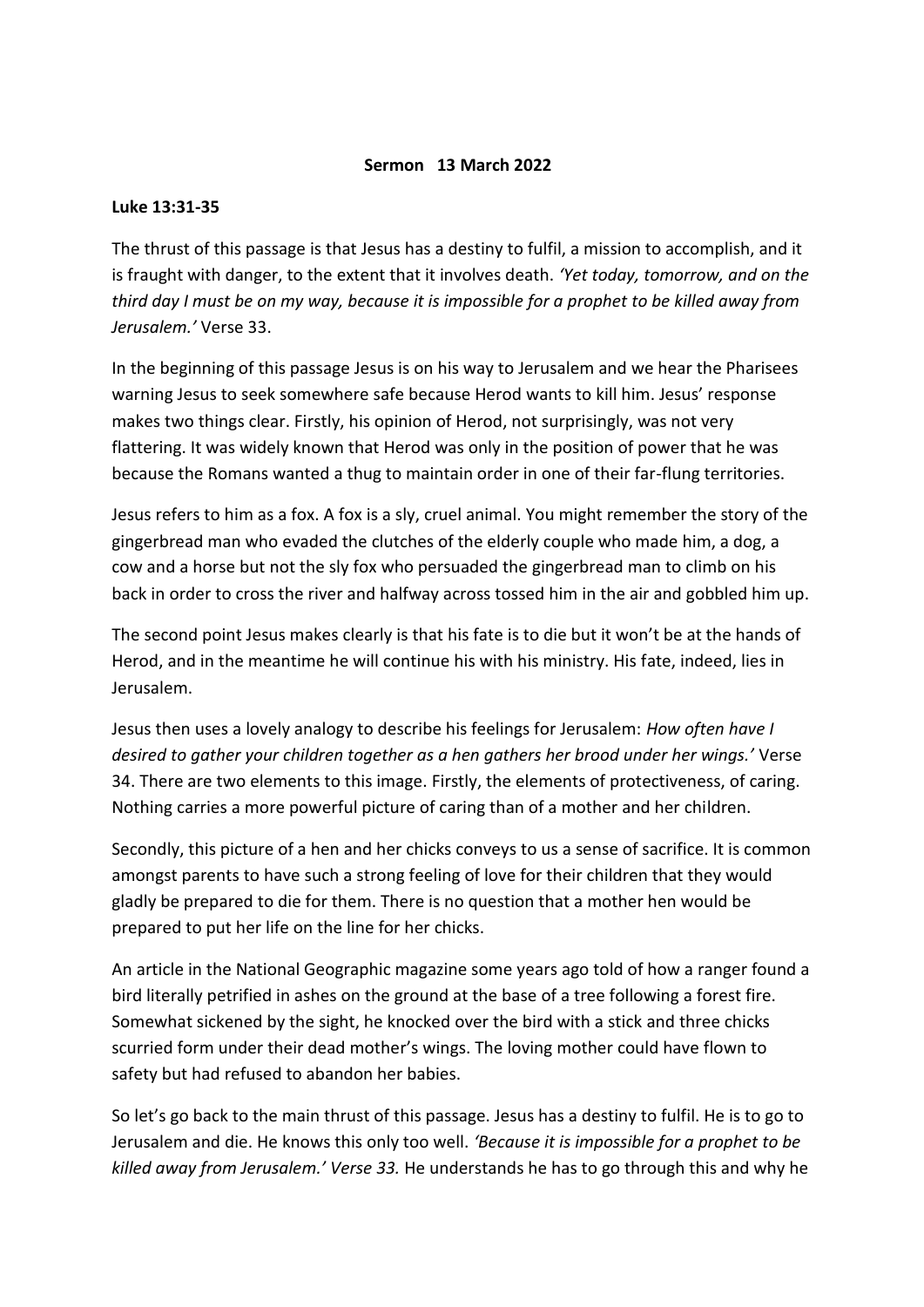**Sermon 13 March 2022**

**Luke 13:31-35**

The thrust of this passage is that Jesus has a destiny to fulfil, a mission to accomplish, and it is fraught with danger, to the extent that it involves death. *'Yet today, tomorrow, and on the third day I must be on my way, because it is impossible for a prophet to be killed away from Jerusalem.'* Verse 33.

In the beginning of this passage Jesus is on his way to Jerusalem and we hear the Pharisees warning Jesus to seek somewhere safe because Herod wants to kill him. Jesus' response makes two things clear. Firstly, his opinion of Herod, not surprisingly, was not very flattering. It was widely known that Herod was only in the position of power that he was because the Romans wanted a thug to maintain order in one of their far-flung territories.

Jesus refers to him as a fox. A fox is a sly, cruel animal. You might remember the story of the gingerbread man who evaded the clutches of the elderly couple who made him, a dog, a cow and a horse but not the sly fox who persuaded the gingerbread man to climb on his back in order to cross the river and halfway across tossed him in the air and gobbled him up.

The second point Jesus makes clearly is that his fate is to die but it won't be at the hands of Herod, and in the meantime he will continue his with his ministry. His fate, indeed, lies in Jerusalem.

Jesus then uses a lovely analogy to describe his feelings for Jerusalem: *How often have I desired to gather your children together as a hen gathers her brood under her wings.'* Verse 34. There are two elements to this image. Firstly, the elements of protectiveness, of caring. Nothing carries a more powerful picture of caring than of a mother and her children.

Secondly, this picture of a hen and her chicks conveys to us a sense of sacrifice. It is common amongst parents to have such a strong feeling of love for their children that they would gladly be prepared to die for them. There is no question that a mother hen would be prepared to put her life on the line for her chicks.

An article in the National Geographic magazine some years ago told of how a ranger found a bird literally petrified in ashes on the ground at the base of a tree following a forest fire. Somewhat sickened by the sight, he knocked over the bird with a stick and three chicks scurried form under their dead mother's wings. The loving mother could have flown to safety but had refused to abandon her babies.

So let's go back to the main thrust of this passage. Jesus has a destiny to fulfil. He is to go to Jerusalem and die. He knows this only too well. *'Because it is impossible for a prophet to be killed away from Jerusalem.' Verse 33.* He understands he has to go through this and why he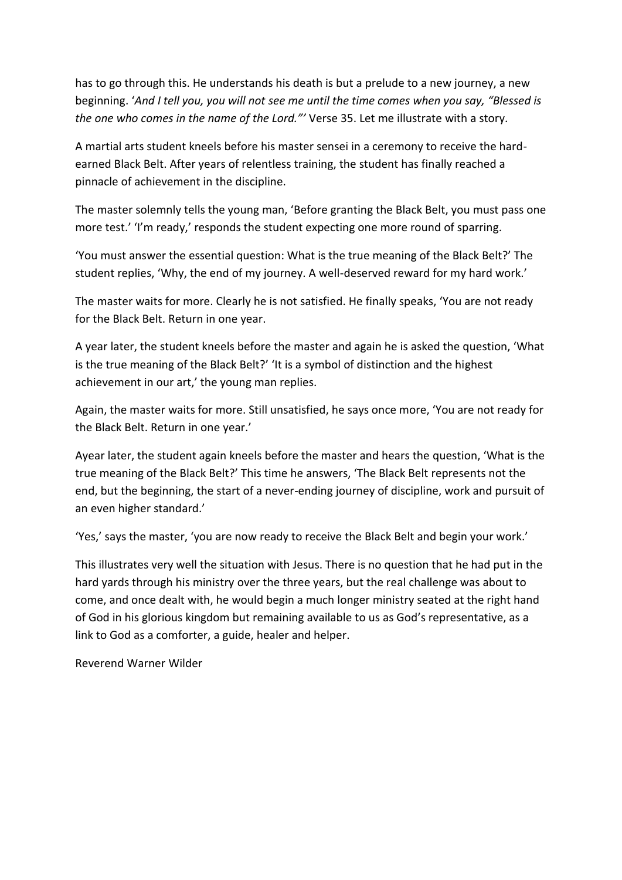has to go through this. He understands his death is but a prelude to a new journey, a new beginning. '*And I tell you, you will not see me until the time comes when you say, "Blessed is the one who comes in the name of the Lord."'* Verse 35. Let me illustrate with a story.

A martial arts student kneels before his master sensei in a ceremony to receive the hard-earned Black Belt. After years of relentless training, the student has finally reached a pinnacle of achievement in the discipline.

The master solemnly tells the young man, 'Before granting the Black Belt, you must pass one more test.' 'I'm ready,' responds the student expecting one more round of sparring.

'You must answer the essential question: What is the true meaning of the Black Belt?' The student replies, 'Why, the end of my journey. A well-deserved reward for my hard work.'

The master waits for more. Clearly he is not satisfied. He finally speaks, 'You are not ready for the Black Belt. Return in one year.

A year later, the student kneels before the master and again he is asked the question, 'What is the true meaning of the Black Belt?' 'It is a symbol of distinction and the highest achievement in our art,' the young man replies.

Again, the master waits for more. Still unsatisfied, he says once more, 'You are not ready for the Black Belt. Return in one year.'

Ayear later, the student again kneels before the master and hears the question, 'What is the true meaning of the Black Belt?' This time he answers, 'The Black Belt represents not the end, but the beginning, the start of a never-ending journey of discipline, work and pursuit of an even higher standard.'

'Yes,' says the master, 'you are now ready to receive the Black Belt and begin your work.'

This illustrates very well the situation with Jesus. There is no question that he had put in the hard yards through his ministry over the three years, but the real challenge was about to come, and once dealt with, he would begin a much longer ministry seated at the right hand of God in his glorious kingdom but remaining available to us as God's representative, as a link to God as a comforter, a guide, healer and helper.

Reverend Warner Wilder